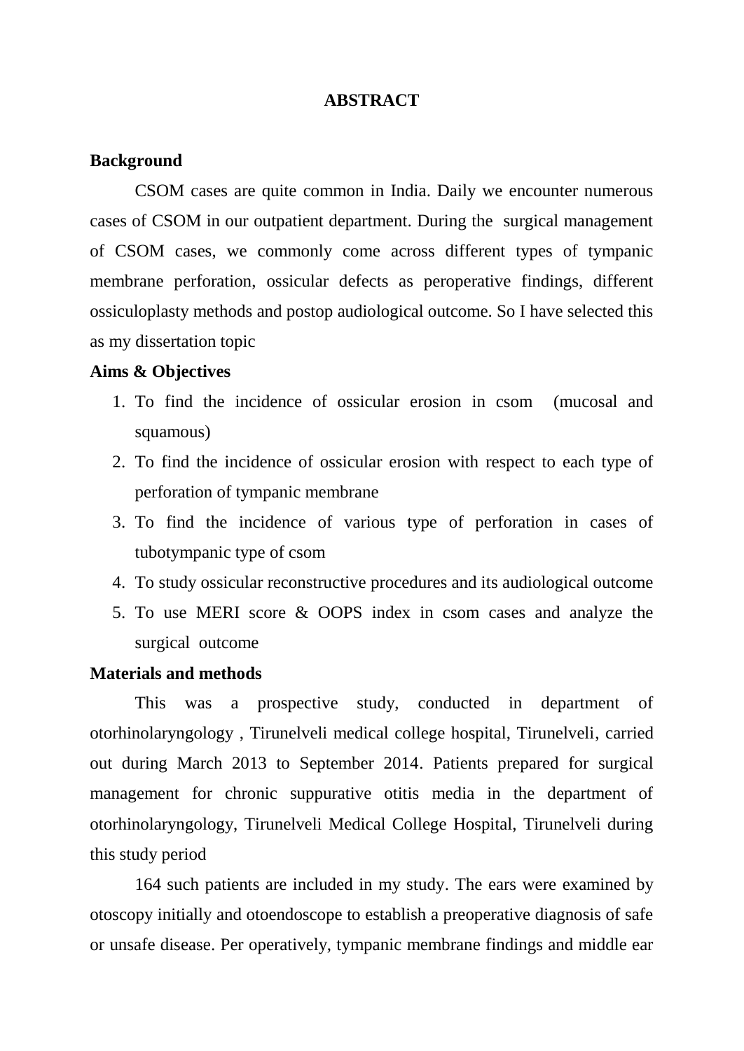# ABSTRACT

**Background**

CSOM cases are quite common in India. Daily we encounter numerous cases of CSOM in our outpatient department. During the surgical management of CSOM cases, we commonly come across different types of tympanic membrane perforation, ossicular defects as peroperative findings, different ossiculoplasty methods and postop audiological outcome. So I have selected this as my dissertation topic

**Aims & Objectives**

1. To find the incidence of ossicular erosion in csom (mucosal and squamous)
2. To find the incidence of ossicular erosion with respect to each type of perforation of tympanic membrane
3. To find the incidence of various type of perforation in cases of tubotympanic type of csom
4. To study ossicular reconstructive procedures and its audiological outcome
5. To use MERI score & OOPS index in csom cases and analyze the surgical outcome

**Materials and methods**

This was a prospective study, conducted in department of otorhinolaryngology , Tirunelveli medical college hospital, Tirunelveli, carried out during March 2013 to September 2014. Patients prepared for surgical management for chronic suppurative otitis media in the department of otorhinolaryngology, Tirunelveli Medical College Hospital, Tirunelveli during this study period

164 such patients are included in my study. The ears were examined by otoscopy initially and otoendoscope to establish a preoperative diagnosis of safe or unsafe disease. Per operatively, tympanic membrane findings and middle ear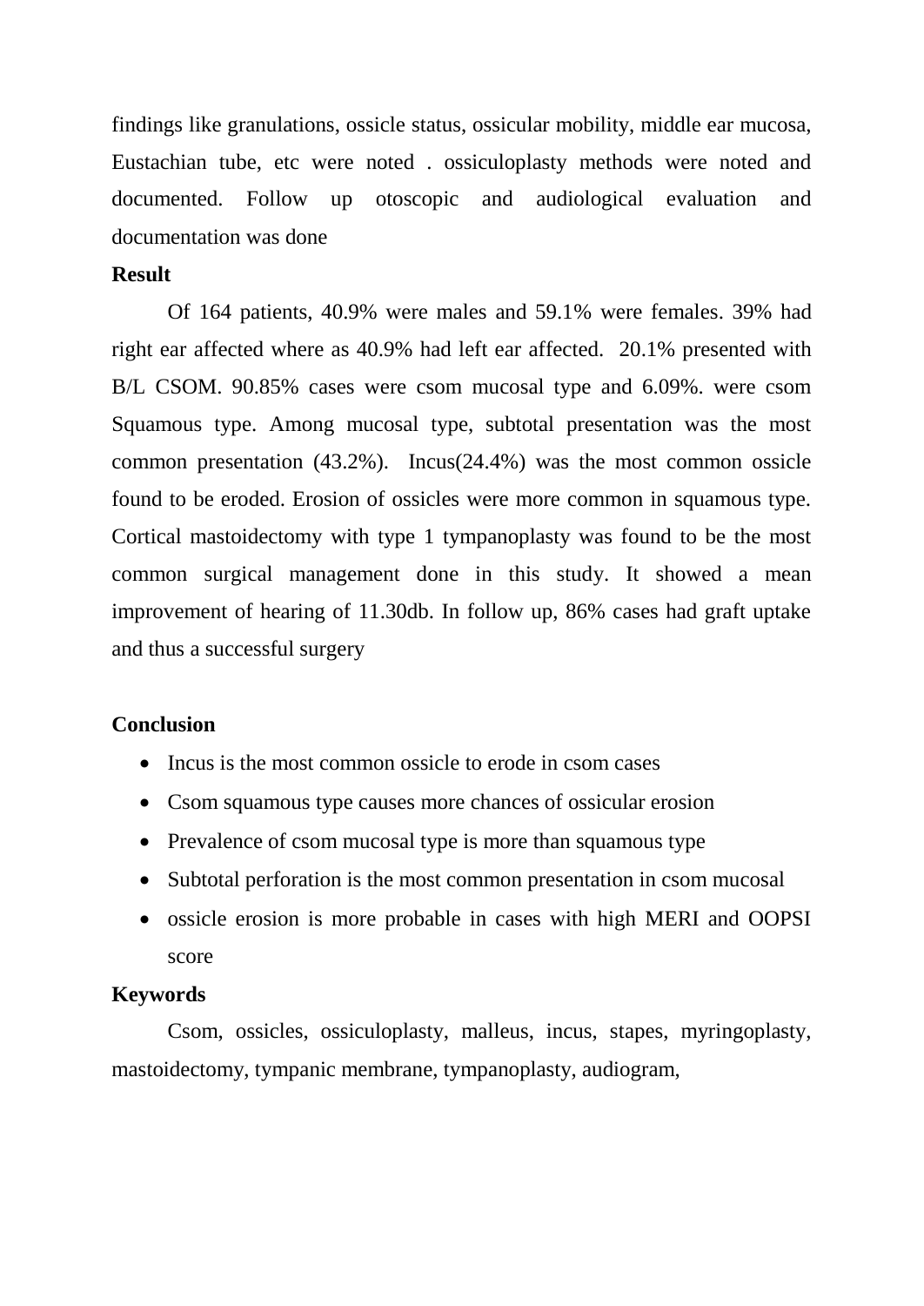findings like granulations, ossicle status, ossicular mobility, middle ear mucosa, Eustachian tube, etc were noted . ossiculoplasty methods were noted and documented. Follow up otoscopic and audiological evaluation and documentation was done

**Result**

Of 164 patients, 40.9% were males and 59.1% were females. 39% had right ear affected where as 40.9% had left ear affected. 20.1% presented with B/L CSOM. 90.85% cases were csom mucosal type and 6.09%. were csom Squamous type. Among mucosal type, subtotal presentation was the most common presentation (43.2%). Incus(24.4%) was the most common ossicle found to be eroded. Erosion of ossicles were more common in squamous type. Cortical mastoidectomy with type 1 tympanoplasty was found to be the most common surgical management done in this study. It showed a mean improvement of hearing of 11.30db. In follow up, 86% cases had graft uptake and thus a successful surgery

**Conclusion**

- Incus is the most common ossicle to erode in csom cases
- Csom squamous type causes more chances of ossicular erosion
- Prevalence of csom mucosal type is more than squamous type
- Subtotal perforation is the most common presentation in csom mucosal
- ossicle erosion is more probable in cases with high MERI and OOPSI score

**Keywords**

Csom, ossicles, ossiculoplasty, malleus, incus, stapes, myringoplasty, mastoidectomy, tympanic membrane, tympanoplasty, audiogram,